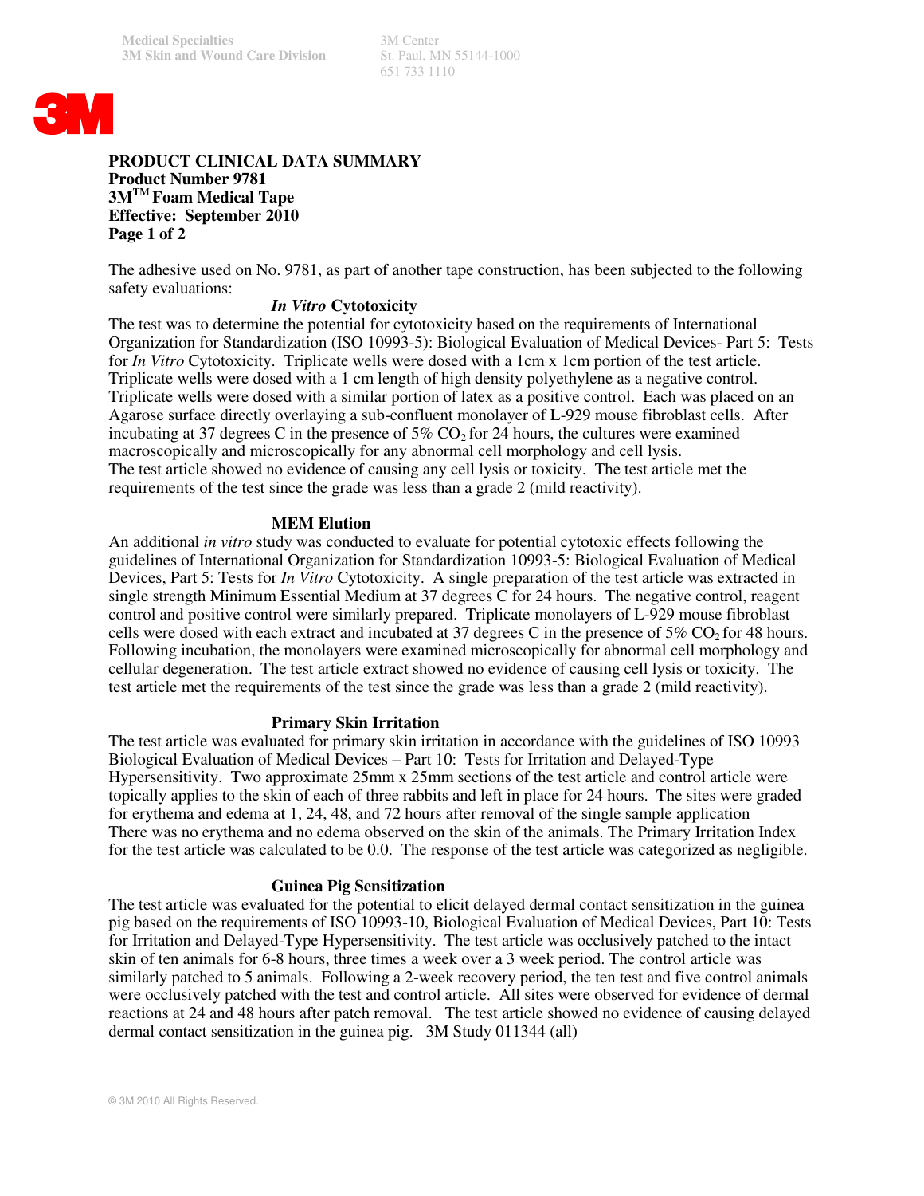Medical Specialties
3M Skin and Wound Care Division

3M Center
St. Paul, MN 55144-1000
651 733 1110

**PRODUCT CLINICAL DATA SUMMARY**
**Product Number 9781**
**3M™ Foam Medical Tape**
**Effective: September 2010**
**Page 1 of 2**

The adhesive used on No. 9781, as part of another tape construction, has been subjected to the following safety evaluations:

### *In Vitro* Cytotoxicity

The test was to determine the potential for cytotoxicity based on the requirements of International Organization for Standardization (ISO 10993-5): Biological Evaluation of Medical Devices- Part 5: Tests for *In Vitro* Cytotoxicity. Triplicate wells were dosed with a 1cm x 1cm portion of the test article. Triplicate wells were dosed with a 1 cm length of high density polyethylene as a negative control. Triplicate wells were dosed with a similar portion of latex as a positive control. Each was placed on an Agarose surface directly overlaying a sub-confluent monolayer of L-929 mouse fibroblast cells. After incubating at 37 degrees C in the presence of 5% $CO_2$ for 24 hours, the cultures were examined macroscopically and microscopically for any abnormal cell morphology and cell lysis.
The test article showed no evidence of causing any cell lysis or toxicity. The test article met the requirements of the test since the grade was less than a grade 2 (mild reactivity).

### MEM Elution

An additional *in vitro* study was conducted to evaluate for potential cytotoxic effects following the guidelines of International Organization for Standardization 10993-5: Biological Evaluation of Medical Devices, Part 5: Tests for *In Vitro* Cytotoxicity. A single preparation of the test article was extracted in single strength Minimum Essential Medium at 37 degrees C for 24 hours. The negative control, reagent control and positive control were similarly prepared. Triplicate monolayers of L-929 mouse fibroblast cells were dosed with each extract and incubated at 37 degrees C in the presence of 5% $CO_2$ for 48 hours. Following incubation, the monolayers were examined microscopically for abnormal cell morphology and cellular degeneration. The test article extract showed no evidence of causing cell lysis or toxicity. The test article met the requirements of the test since the grade was less than a grade 2 (mild reactivity).

### Primary Skin Irritation

The test article was evaluated for primary skin irritation in accordance with the guidelines of ISO 10993 Biological Evaluation of Medical Devices – Part 10: Tests for Irritation and Delayed-Type Hypersensitivity. Two approximate 25mm x 25mm sections of the test article and control article were topically applies to the skin of each of three rabbits and left in place for 24 hours. The sites were graded for erythema and edema at 1, 24, 48, and 72 hours after removal of the single sample application There was no erythema and no edema observed on the skin of the animals. The Primary Irritation Index for the test article was calculated to be 0.0. The response of the test article was categorized as negligible.

### Guinea Pig Sensitization

The test article was evaluated for the potential to elicit delayed dermal contact sensitization in the guinea pig based on the requirements of ISO 10993-10, Biological Evaluation of Medical Devices, Part 10: Tests for Irritation and Delayed-Type Hypersensitivity. The test article was occlusively patched to the intact skin of ten animals for 6-8 hours, three times a week over a 3 week period. The control article was similarly patched to 5 animals. Following a 2-week recovery period, the ten test and five control animals were occlusively patched with the test and control article. All sites were observed for evidence of dermal reactions at 24 and 48 hours after patch removal. The test article showed no evidence of causing delayed dermal contact sensitization in the guinea pig. 3M Study 011344 (all)

© 3M 2010 All Rights Reserved.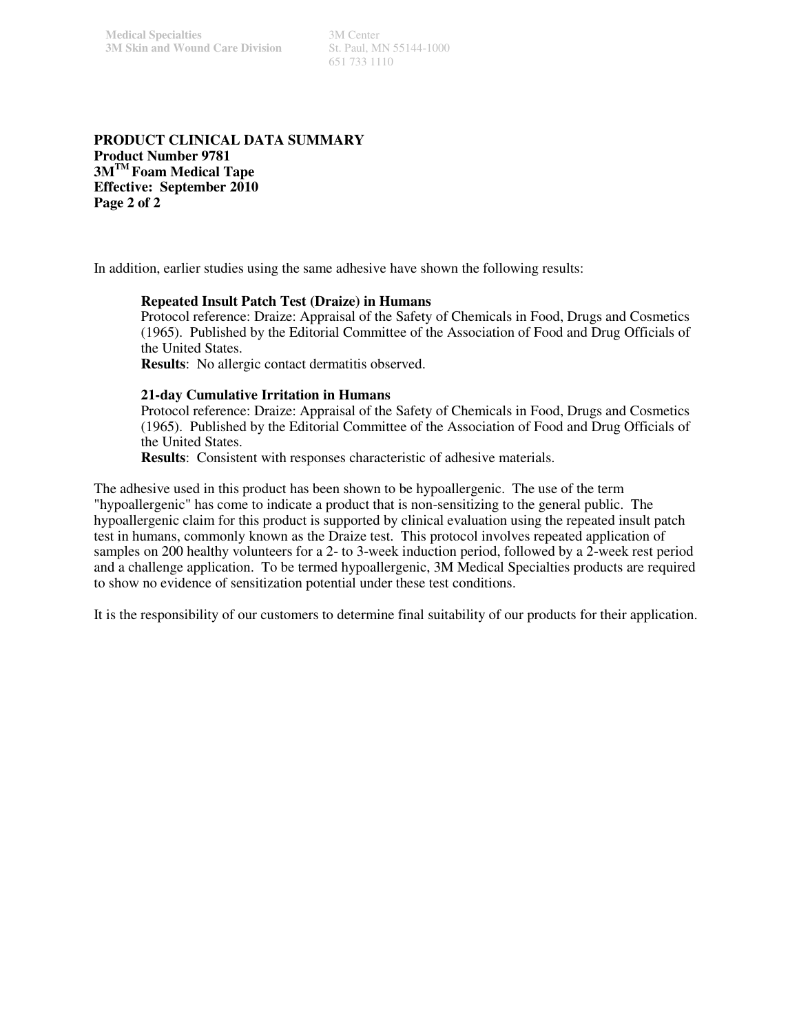**PRODUCT CLINICAL DATA SUMMARY**
**Product Number 9781**
**3M™ Foam Medical Tape**
**Effective: September 2010**

In addition, earlier studies using the same adhesive have shown the following results:

**Repeated Insult Patch Test (Draize) in Humans**
Protocol reference: Draize: Appraisal of the Safety of Chemicals in Food, Drugs and Cosmetics (1965). Published by the Editorial Committee of the Association of Food and Drug Officials of the United States.
**Results**: No allergic contact dermatitis observed.

**21-day Cumulative Irritation in Humans**
Protocol reference: Draize: Appraisal of the Safety of Chemicals in Food, Drugs and Cosmetics (1965). Published by the Editorial Committee of the Association of Food and Drug Officials of the United States.
**Results**: Consistent with responses characteristic of adhesive materials.

The adhesive used in this product has been shown to be hypoallergenic. The use of the term "hypoallergenic" has come to indicate a product that is non-sensitizing to the general public. The hypoallergenic claim for this product is supported by clinical evaluation using the repeated insult patch test in humans, commonly known as the Draize test. This protocol involves repeated application of samples on 200 healthy volunteers for a 2- to 3-week induction period, followed by a 2-week rest period and a challenge application. To be termed hypoallergenic, 3M Medical Specialties products are required to show no evidence of sensitization potential under these test conditions.

It is the responsibility of our customers to determine final suitability of our products for their application.